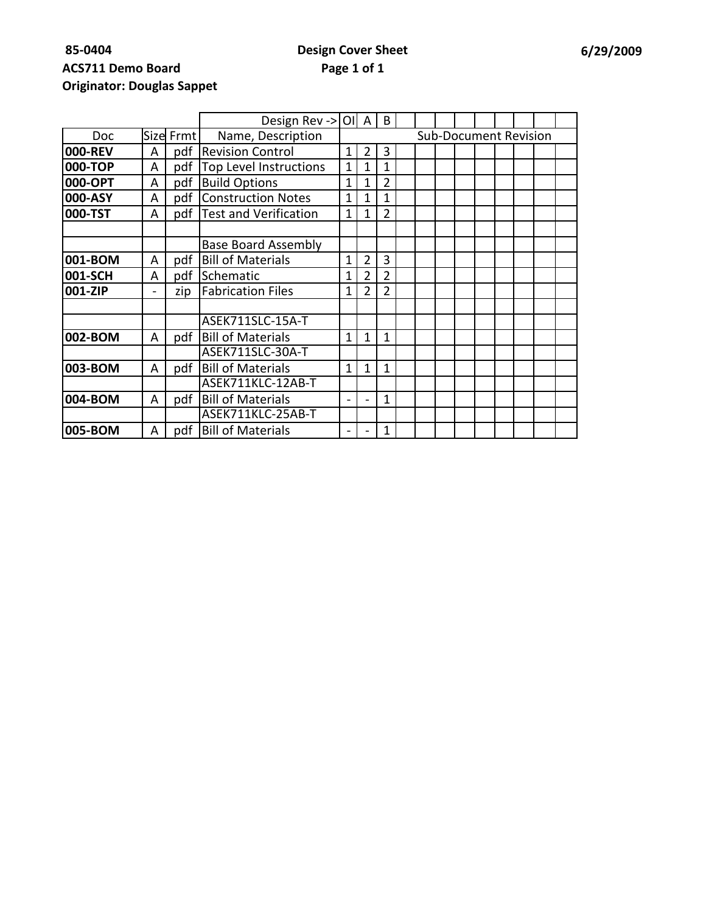**85-0404** **Design Cover Sheet** **6/29/2009**

**ACS711 Demo Board** **Page 1 of 1**

**Originator: Douglas Sappet**

| | | | Design Rev -> | OI | A | B | | | | | | | | | |
|---|---|---|---|---|---|---|---|---|---|---|---|---|---|---|---|
| Doc | Size | Frmt | Name, Description | Sub-Document Revision | | | | | | | | | | | |
| **000-REV** | A | pdf | Revision Control | 1 | 2 | 3 | | | | | | | | | |
| **000-TOP** | A | pdf | Top Level Instructions | 1 | 1 | 1 | | | | | | | | | |
| **000-OPT** | A | pdf | Build Options | 1 | 1 | 2 | | | | | | | | | |
| **000-ASY** | A | pdf | Construction Notes | 1 | 1 | 1 | | | | | | | | | |
| **000-TST** | A | pdf | Test and Verification | 1 | 1 | 2 | | | | | | | | | |
| | | | | | | | | | | | | | | | |
| | | | Base Board Assembly | | | | | | | | | | | | |
| **001-BOM** | A | pdf | Bill of Materials | 1 | 2 | 3 | | | | | | | | | |
| **001-SCH** | A | pdf | Schematic | 1 | 2 | 2 | | | | | | | | | |
| **001-ZIP** | - | zip | Fabrication Files | 1 | 2 | 2 | | | | | | | | | |
| | | | | | | | | | | | | | | | |
| | | | ASEK711SLC-15A-T | | | | | | | | | | | | |
| **002-BOM** | A | pdf | Bill of Materials | 1 | 1 | 1 | | | | | | | | | |
| | | | ASEK711SLC-30A-T | | | | | | | | | | | | |
| **003-BOM** | A | pdf | Bill of Materials | 1 | 1 | 1 | | | | | | | | | |
| | | | ASEK711KLC-12AB-T | | | | | | | | | | | | |
| **004-BOM** | A | pdf | Bill of Materials | - | - | 1 | | | | | | | | | |
| | | | ASEK711KLC-25AB-T | | | | | | | | | | | | |
| **005-BOM** | A | pdf | Bill of Materials | - | - | 1 | | | | | | | | | |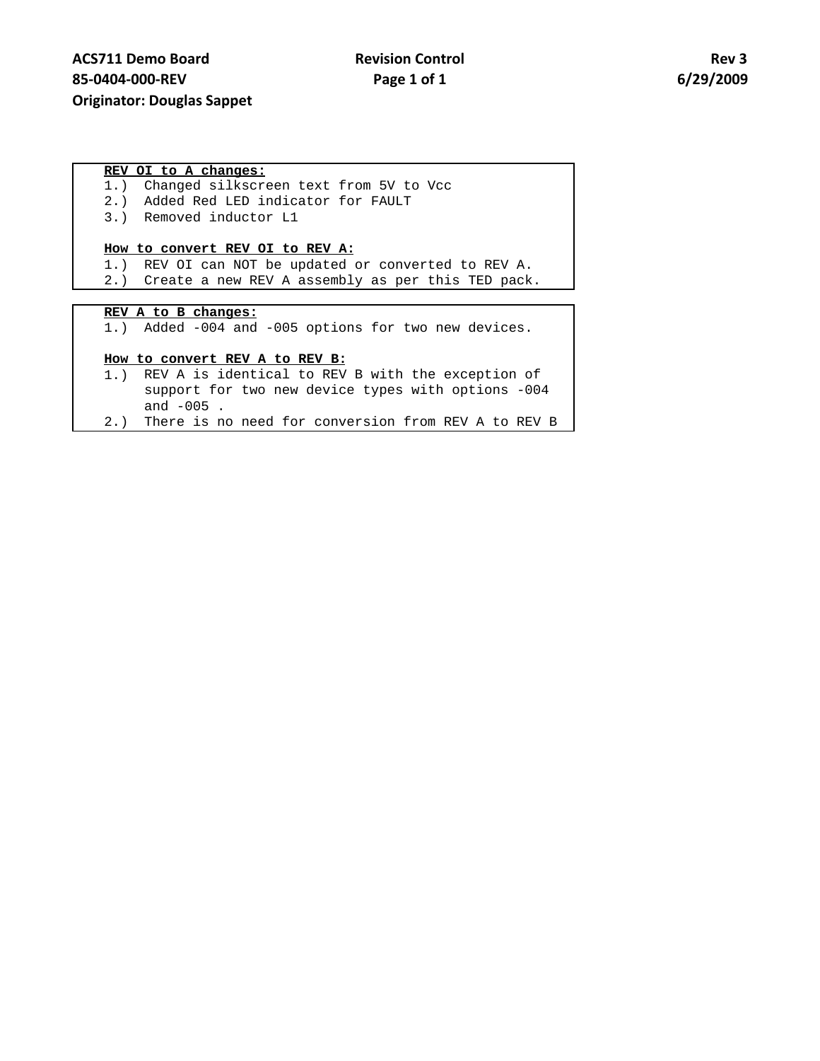ACS711 Demo Board | Revision Control | Rev 3
85-0404-000-REV | Page 1 of 1 | 6/29/2009
Originator: Douglas Sappet

**REV OI to A changes:**

1.) Changed silkscreen text from 5V to Vcc
2.) Added Red LED indicator for FAULT
3.) Removed inductor L1

**How to convert REV OI to REV A:**

1.) REV OI can NOT be updated or converted to REV A.
2.) Create a new REV A assembly as per this TED pack.

**REV A to B changes:**

1.) Added -004 and -005 options for two new devices.

**How to convert REV A to REV B:**

1.) REV A is identical to REV B with the exception of support for two new device types with options -004 and -005 .
2.) There is no need for conversion from REV A to REV B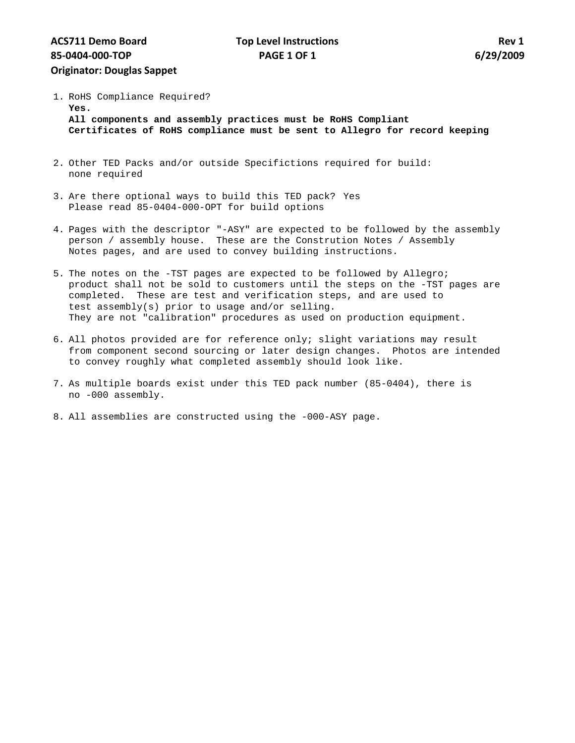**ACS711 Demo Board** | **Top Level Instructions** | **Rev 1**

**85-0404-000-TOP** | **PAGE 1 OF 1** | **6/29/2009**

**Originator: Douglas Sappet**

1. RoHS Compliance Required?
   **Yes.**
   **All components and assembly practices must be RoHS Compliant**
   **Certificates of RoHS compliance must be sent to Allegro for record keeping**

2. Other TED Packs and/or outside Specifictions required for build:
   none required

3. Are there optional ways to build this TED pack? Yes
   Please read 85-0404-000-OPT for build options

4. Pages with the descriptor "-ASY" are expected to be followed by the assembly person / assembly house. These are the Constrution Notes / Assembly Notes pages, and are used to convey building instructions.

5. The notes on the -TST pages are expected to be followed by Allegro; product shall not be sold to customers until the steps on the -TST pages are completed. These are test and verification steps, and are used to test assembly(s) prior to usage and/or selling.
   They are not "calibration" procedures as used on production equipment.

6. All photos provided are for reference only; slight variations may result from component second sourcing or later design changes. Photos are intended to convey roughly what completed assembly should look like.

7. As multiple boards exist under this TED pack number (85-0404), there is no -000 assembly.

8. All assemblies are constructed using the -000-ASY page.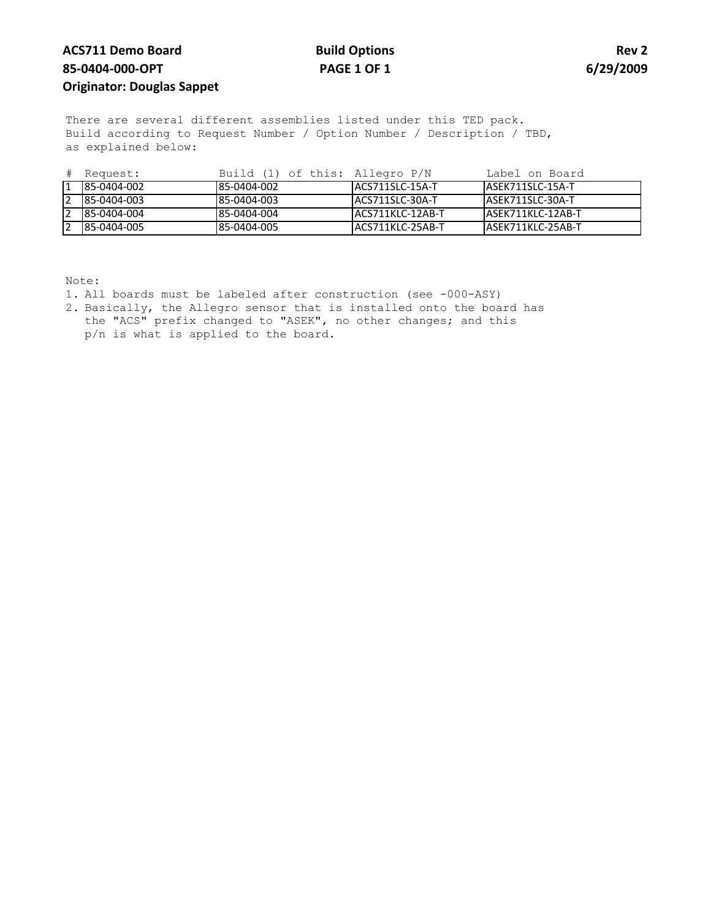**ACS711 Demo Board** | **Build Options** | **Rev 2**
**85-0404-000-OPT** | **PAGE 1 OF 1** | **6/29/2009**
**Originator: Douglas Sappet**

There are several different assemblies listed under this TED pack.
Build according to Request Number / Option Number / Description / TBD,
as explained below:

| # | Request: | Build (1) of this: | Allegro P/N | Label on Board |
|---|---|---|---|---|
| 1 | 85-0404-002 | 85-0404-002 | ACS711SLC-15A-T | ASEK711SLC-15A-T |
| 2 | 85-0404-003 | 85-0404-003 | ACS711SLC-30A-T | ASEK711SLC-30A-T |
| 2 | 85-0404-004 | 85-0404-004 | ACS711KLC-12AB-T | ASEK711KLC-12AB-T |
| 2 | 85-0404-005 | 85-0404-005 | ACS711KLC-25AB-T | ASEK711KLC-25AB-T |

Note:

1. All boards must be labeled after construction (see -000-ASY)
2. Basically, the Allegro sensor that is installed onto the board has the "ACS" prefix changed to "ASEK", no other changes; and this p/n is what is applied to the board.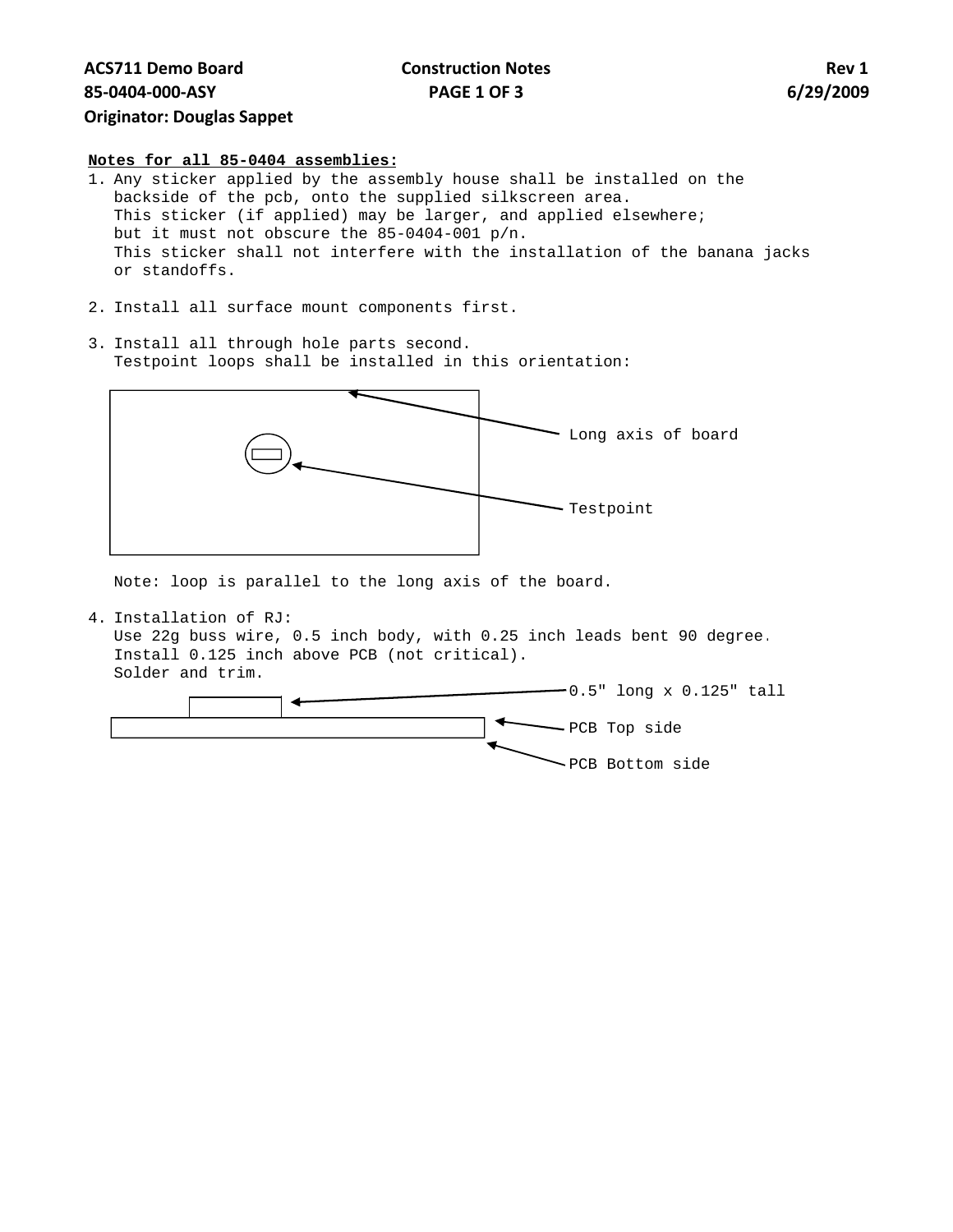**ACS711 Demo Board** | **Construction Notes** | **Rev 1**
**85-0404-000-ASY** | **PAGE 1 OF 3** | **6/29/2009**
**Originator: Douglas Sappet**

**Notes for all 85-0404 assemblies:**

1. Any sticker applied by the assembly house shall be installed on the backside of the pcb, onto the supplied silkscreen area.
   This sticker (if applied) may be larger, and applied elsewhere; but it must not obscure the 85-0404-001 p/n.
   This sticker shall not interfere with the installation of the banana jacks or standoffs.

2. Install all surface mount components first.

3. Install all through hole parts second.
   Testpoint loops shall be installed in this orientation:

   Long axis of board

   Testpoint

   Note: loop is parallel to the long axis of the board.

4. Installation of RJ:
   Use 22g buss wire, 0.5 inch body, with 0.25 inch leads bent 90 degree.
   Install 0.125 inch above PCB (not critical).
   Solder and trim.

   0.5" long x 0.125" tall

   PCB Top side

   PCB Bottom side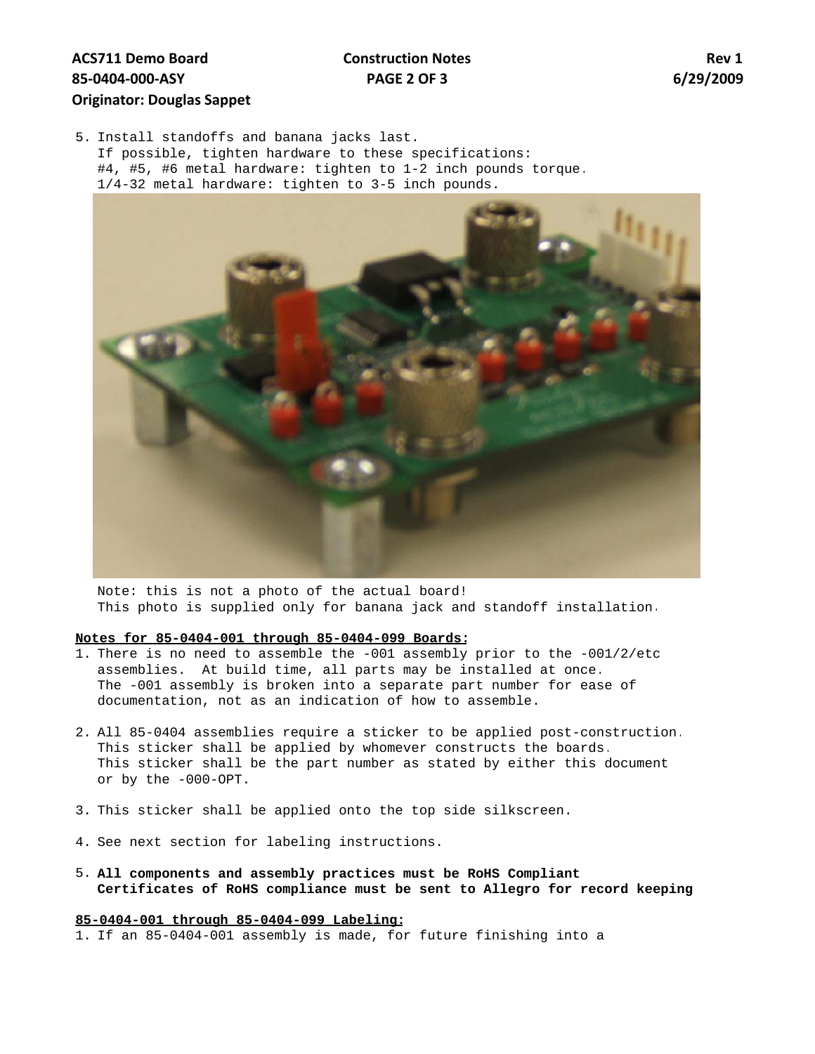5. Install standoffs and banana jacks last.
   If possible, tighten hardware to these specifications:
   #4, #5, #6 metal hardware: tighten to 1-2 inch pounds torque.
   1/4-32 metal hardware: tighten to 3-5 inch pounds.

   Note: this is not a photo of the actual board!
   This photo is supplied only for banana jack and standoff installation.

**Notes for 85-0404-001 through 85-0404-099 Boards:**

1. There is no need to assemble the -001 assembly prior to the -001/2/etc assemblies. At build time, all parts may be installed at once. The -001 assembly is broken into a separate part number for ease of documentation, not as an indication of how to assemble.

2. All 85-0404 assemblies require a sticker to be applied post-construction. This sticker shall be applied by whomever constructs the boards. This sticker shall be the part number as stated by either this document or by the -000-OPT.

3. This sticker shall be applied onto the top side silkscreen.

4. See next section for labeling instructions.

5. **All components and assembly practices must be RoHS Compliant Certificates of RoHS compliance must be sent to Allegro for record keeping**

**85-0404-001 through 85-0404-099 Labeling:**

1. If an 85-0404-001 assembly is made, for future finishing into a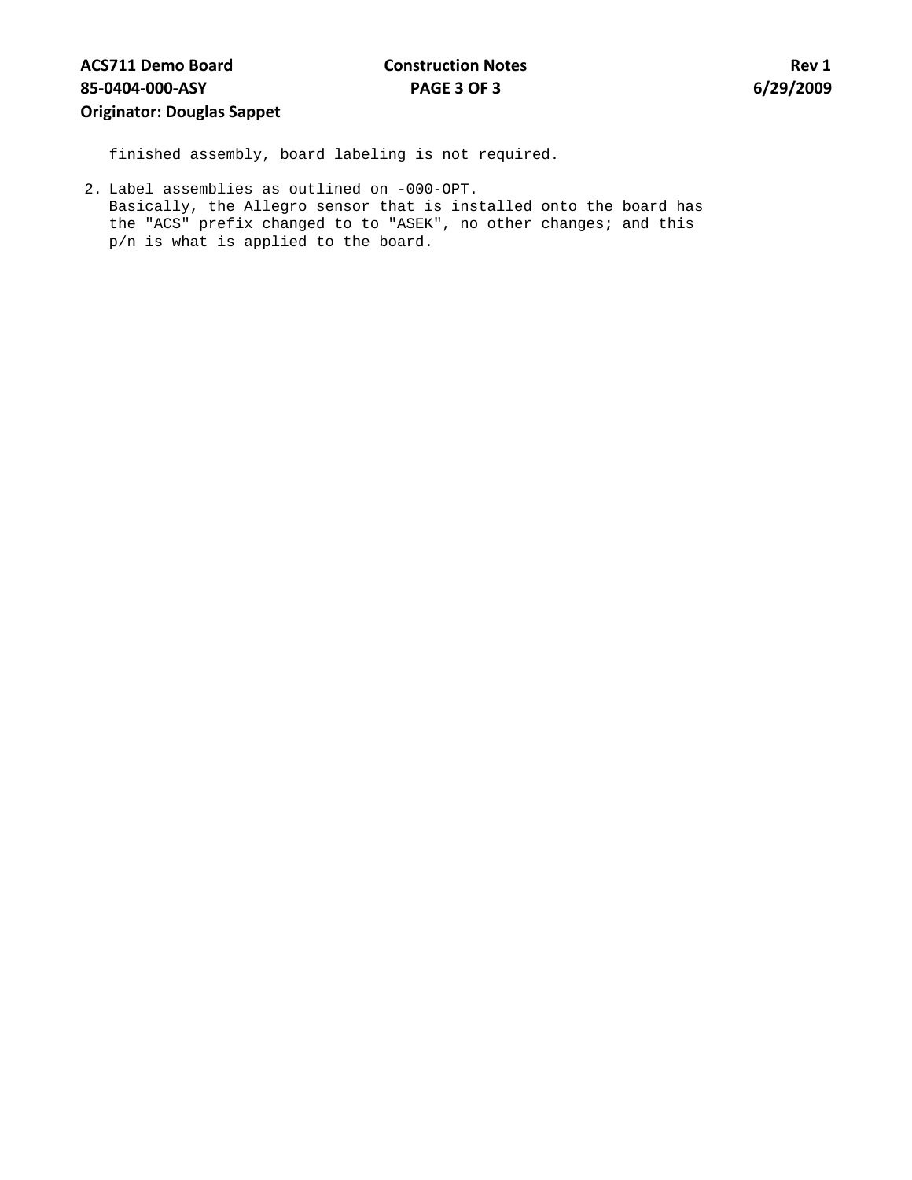finished assembly, board labeling is not required.

2. Label assemblies as outlined on -000-OPT.
   Basically, the Allegro sensor that is installed onto the board has the "ACS" prefix changed to to "ASEK", no other changes; and this p/n is what is applied to the board.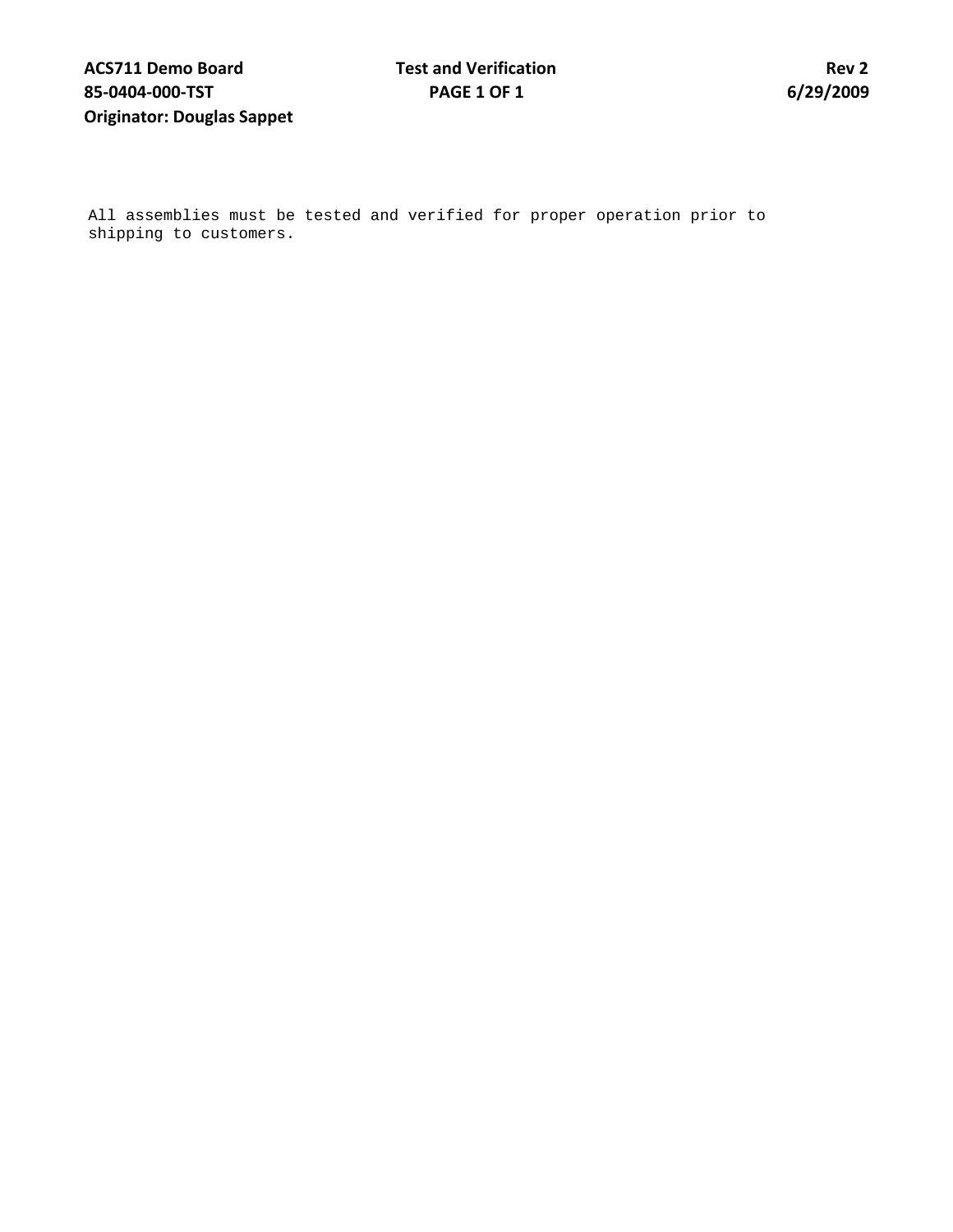**ACS711 Demo Board**
**85-0404-000-TST**
**Originator: Douglas Sappet**

# Test and Verification

**Rev 2**
**6/29/2009**

All assemblies must be tested and verified for proper operation prior to shipping to customers.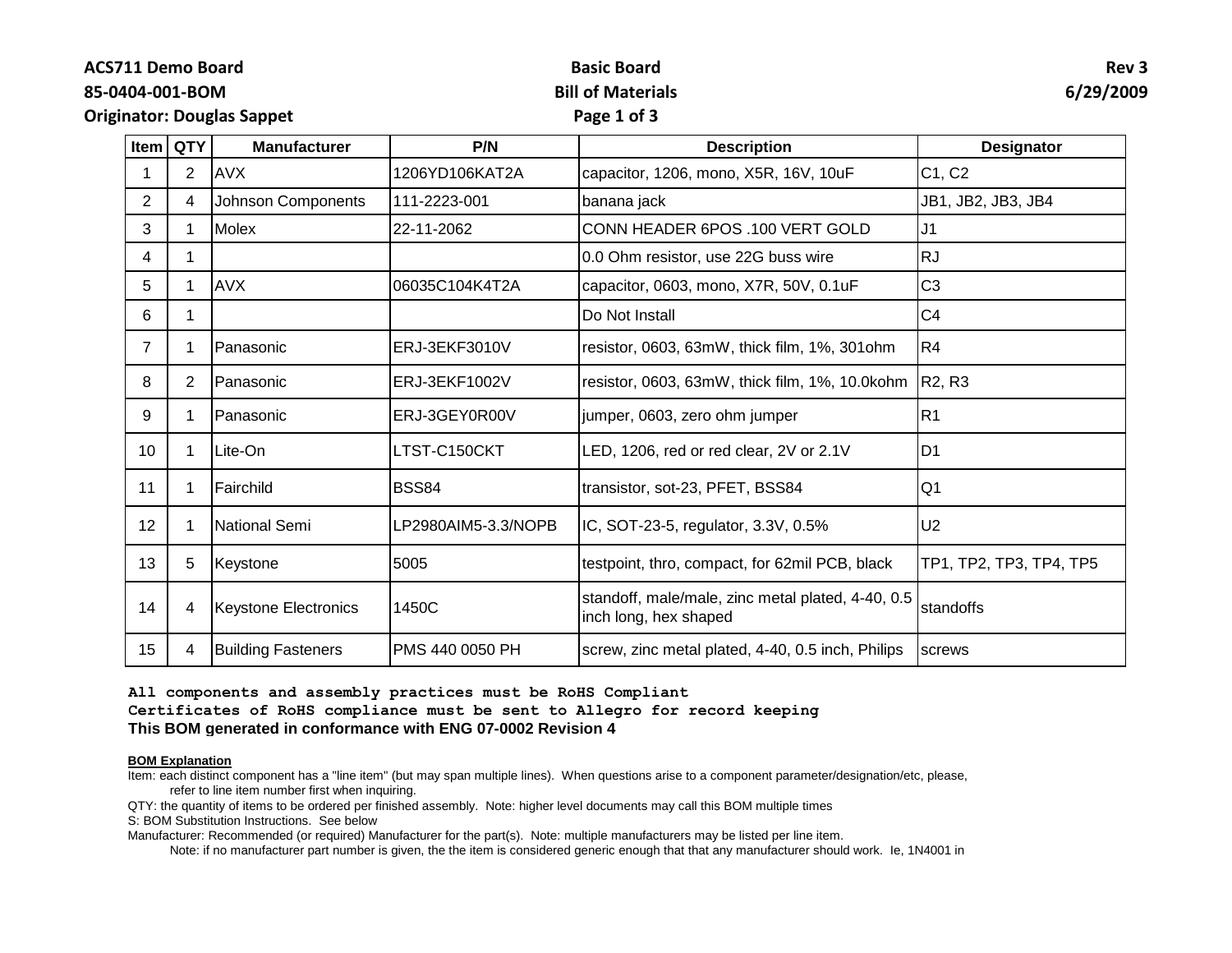**ACS711 Demo Board**
**85-0404-001-BOM**
**Originator: Douglas Sappet**

**Basic Board**
**Bill of Materials**
**Page 1 of 3**

**Rev 3**
**6/29/2009**

| Item | QTY | Manufacturer | P/N | Description | Designator |
|---|---|---|---|---|---|
| 1 | 2 | AVX | 1206YD106KAT2A | capacitor, 1206, mono, X5R, 16V, 10uF | C1, C2 |
| 2 | 4 | Johnson Components | 111-2223-001 | banana jack | JB1, JB2, JB3, JB4 |
| 3 | 1 | Molex | 22-11-2062 | CONN HEADER 6POS .100 VERT GOLD | J1 |
| 4 | 1 | | | 0.0 Ohm resistor, use 22G buss wire | RJ |
| 5 | 1 | AVX | 06035C104K4T2A | capacitor, 0603, mono, X7R, 50V, 0.1uF | C3 |
| 6 | 1 | | | Do Not Install | C4 |
| 7 | 1 | Panasonic | ERJ-3EKF3010V | resistor, 0603, 63mW, thick film, 1%, 301ohm | R4 |
| 8 | 2 | Panasonic | ERJ-3EKF1002V | resistor, 0603, 63mW, thick film, 1%, 10.0kohm | R2, R3 |
| 9 | 1 | Panasonic | ERJ-3GEY0R00V | jumper, 0603, zero ohm jumper | R1 |
| 10 | 1 | Lite-On | LTST-C150CKT | LED, 1206, red or red clear, 2V or 2.1V | D1 |
| 11 | 1 | Fairchild | BSS84 | transistor, sot-23, PFET, BSS84 | Q1 |
| 12 | 1 | National Semi | LP2980AIM5-3.3/NOPB | IC, SOT-23-5, regulator, 3.3V, 0.5% | U2 |
| 13 | 5 | Keystone | 5005 | testpoint, thro, compact, for 62mil PCB, black | TP1, TP2, TP3, TP4, TP5 |
| 14 | 4 | Keystone Electronics | 1450C | standoff, male/male, zinc metal plated, 4-40, 0.5 inch long, hex shaped | standoffs |
| 15 | 4 | Building Fasteners | PMS 440 0050 PH | screw, zinc metal plated, 4-40, 0.5 inch, Philips | screws |

**All components and assembly practices must be RoHS Compliant**
**Certificates of RoHS compliance must be sent to Allegro for record keeping**
**This BOM generated in conformance with ENG 07-0002 Revision 4**

**BOM Explanation**

Item: each distinct component has a "line item" (but may span multiple lines). When questions arise to a component parameter/designation/etc, please, refer to line item number first when inquiring.

QTY: the quantity of items to be ordered per finished assembly. Note: higher level documents may call this BOM multiple times

S: BOM Substitution Instructions. See below

Manufacturer: Recommended (or required) Manufacturer for the part(s). Note: multiple manufacturers may be listed per line item.

Note: if no manufacturer part number is given, the the item is considered generic enough that that any manufacturer should work. Ie, 1N4001 in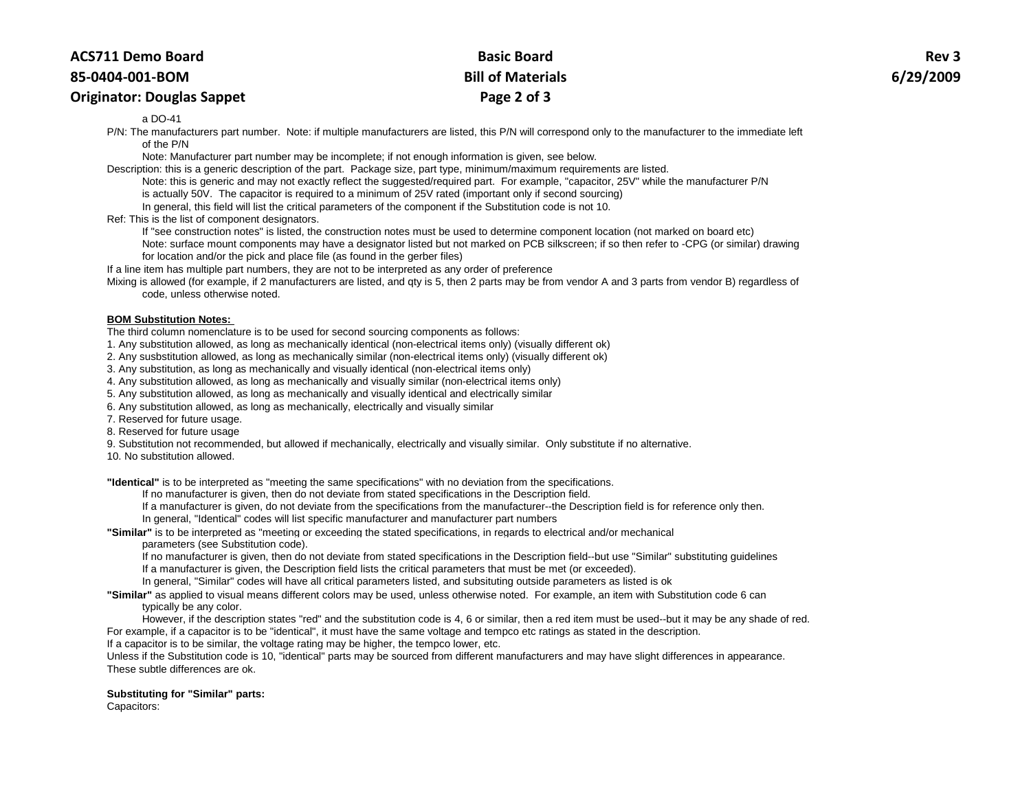a DO-41

P/N: The manufacturers part number. Note: if multiple manufacturers are listed, this P/N will correspond only to the manufacturer to the immediate left of the P/N

Note: Manufacturer part number may be incomplete; if not enough information is given, see below.

Description: this is a generic description of the part. Package size, part type, minimum/maximum requirements are listed.

Note: this is generic and may not exactly reflect the suggested/required part. For example, "capacitor, 25V" while the manufacturer P/N is actually 50V. The capacitor is required to a minimum of 25V rated (important only if second sourcing)

In general, this field will list the critical parameters of the component if the Substitution code is not 10.

Ref: This is the list of component designators.

If "see construction notes" is listed, the construction notes must be used to determine component location (not marked on board etc)

Note: surface mount components may have a designator listed but not marked on PCB silkscreen; if so then refer to -CPG (or similar) drawing for location and/or the pick and place file (as found in the gerber files)

If a line item has multiple part numbers, they are not to be interpreted as any order of preference

Mixing is allowed (for example, if 2 manufacturers are listed, and qty is 5, then 2 parts may be from vendor A and 3 parts from vendor B) regardless of code, unless otherwise noted.

**BOM Substitution Notes:**

The third column nomenclature is to be used for second sourcing components as follows:

1. Any substitution allowed, as long as mechanically identical (non-electrical items only) (visually different ok)
2. Any susbstitution allowed, as long as mechanically similar (non-electrical items only) (visually different ok)
3. Any substitution, as long as mechanically and visually identical (non-electrical items only)
4. Any substitution allowed, as long as mechanically and visually similar (non-electrical items only)
5. Any substitution allowed, as long as mechanically and visually identical and electrically similar
6. Any substitution allowed, as long as mechanically, electrically and visually similar
7. Reserved for future usage.
8. Reserved for future usage
9. Substitution not recommended, but allowed if mechanically, electrically and visually similar. Only substitute if no alternative.
10. No substitution allowed.

**"Identical"** is to be interpreted as "meeting the same specifications" with no deviation from the specifications.

If no manufacturer is given, then do not deviate from stated specifications in the Description field.

If a manufacturer is given, do not deviate from the specifications from the manufacturer--the Description field is for reference only then.

In general, "Identical" codes will list specific manufacturer and manufacturer part numbers

**"Similar"** is to be interpreted as "meeting or exceeding the stated specifications, in regards to electrical and/or mechanical parameters (see Substitution code).

If no manufacturer is given, then do not deviate from stated specifications in the Description field--but use "Similar" substituting guidelines

If a manufacturer is given, the Description field lists the critical parameters that must be met (or exceeded).

In general, "Similar" codes will have all critical parameters listed, and subsituting outside parameters as listed is ok

**"Similar"** as applied to visual means different colors may be used, unless otherwise noted. For example, an item with Substitution code 6 can typically be any color.

However, if the description states "red" and the substitution code is 4, 6 or similar, then a red item must be used--but it may be any shade of red.

For example, if a capacitor is to be "identical", it must have the same voltage and tempco etc ratings as stated in the description.

If a capacitor is to be similar, the voltage rating may be higher, the tempco lower, etc.

Unless if the Substitution code is 10, "identical" parts may be sourced from different manufacturers and may have slight differences in appearance. These subtle differences are ok.

**Substituting for "Similar" parts:**

Capacitors: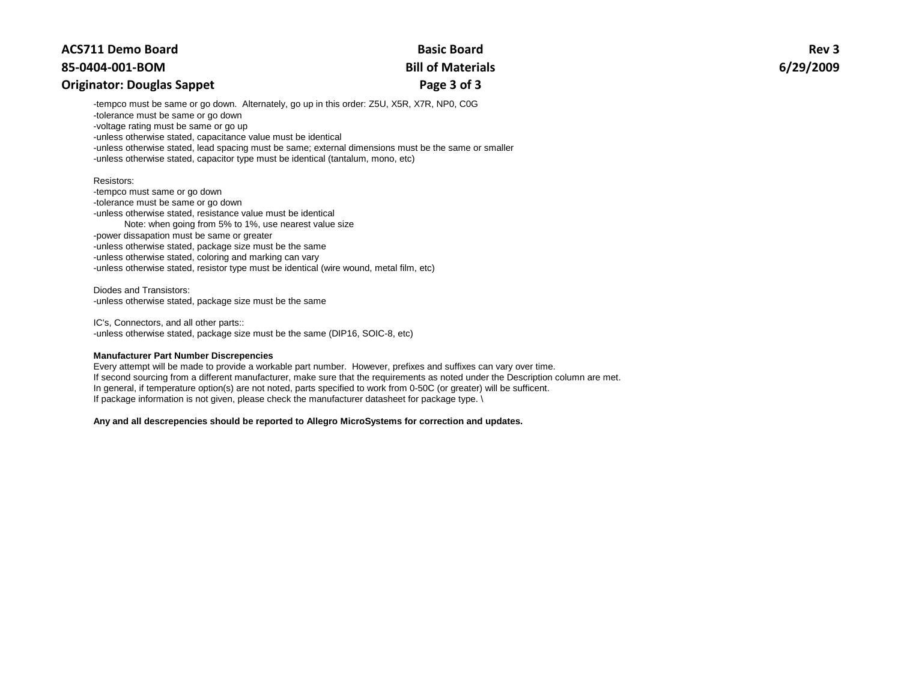-tempco must be same or go down.  Alternately, go up in this order: Z5U, X5R, X7R, NP0, C0G
-tolerance must be same or go down
-voltage rating must be same or go up
-unless otherwise stated, capacitance value must be identical
-unless otherwise stated, lead spacing must be same; external dimensions must be the same or smaller
-unless otherwise stated, capacitor type must be identical (tantalum, mono, etc)

Resistors:
-tempco must same or go down
-tolerance must be same or go down
-unless otherwise stated, resistance value must be identical
    Note: when going from 5% to 1%, use nearest value size
-power dissapation must be same or greater
-unless otherwise stated, package size must be the same
-unless otherwise stated, coloring and marking can vary
-unless otherwise stated, resistor type must be identical (wire wound, metal film, etc)

Diodes and Transistors:
-unless otherwise stated, package size must be the same

IC's, Connectors, and all other parts::
-unless otherwise stated, package size must be the same (DIP16, SOIC-8, etc)

**Manufacturer Part Number Discrepencies**
Every attempt will be made to provide a workable part number.  However, prefixes and suffixes can vary over time.
If second sourcing from a different manufacturer, make sure that the requirements as noted under the Description column are met.
In general, if temperature option(s) are not noted, parts specified to work from 0-50C (or greater) will be sufficent.
If package information is not given, please check the manufacturer datasheet for package type. \

**Any and all descrepencies should be reported to Allegro MicroSystems for correction and updates.**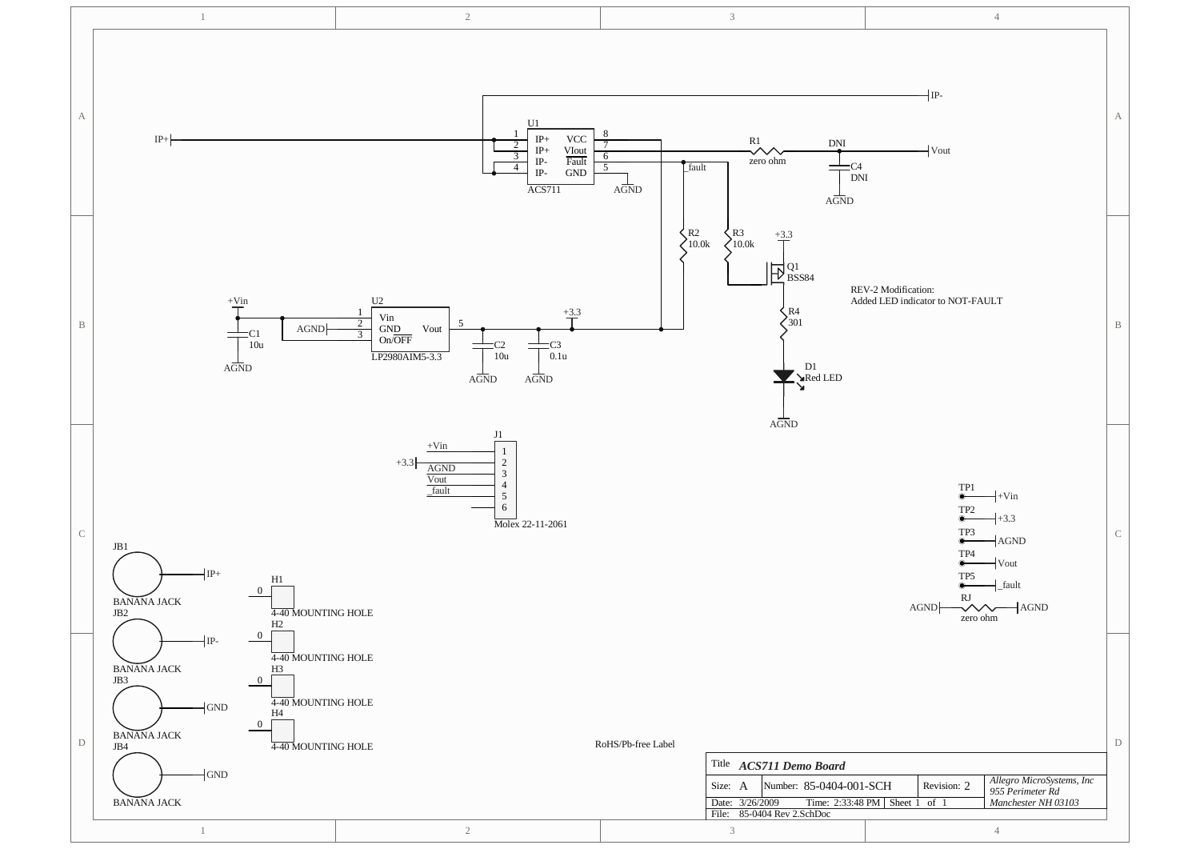REV-2 Modification:
Added LED indicator to NOT-FAULT

| Title | ACS711 Demo Board | | |
|---|---|---|---|
| Size: A | Number: 85-0404-001-SCH | Revision: 2 | Allegro MicroSystems, Inc 955 Perimeter Rd Manchester NH 03103 |
| Date: 3/26/2009 | Time: 2:33:48 PM | Sheet 1 of 1 | |
| File: 85-0404 Rev 2.SchDoc | | | |

RoHS/Pb-free Label

U1 ACS711: 1 IP+, 2 IP+, 3 IP-, 4 IP-, 8 VCC, 7 VIout, 6 Fault, 5 GND

U2 LP2980AIM5-3.3: 1 Vin, 2 GND, 3 On/OFF, 5 Vout

R1 zero ohm; C4 DNI; R2 10.0k; R3 10.0k; Q1 BSS84; R4 301; D1 Red LED; C1 10u; C2 10u; C3 0.1u; RJ zero ohm

J1 Molex 22-11-2061: 1 +Vin, 2 +3.3, 3 AGND, 4 Vout, 5 _fault, 6

TP1 +Vin; TP2 +3.3; TP3 AGND; TP4 Vout; TP5 _fault

JB1 BANANA JACK IP+; JB2 BANANA JACK IP-; JB3 BANANA JACK GND; JB4 BANANA JACK GND

H1–H4 4-40 MOUNTING HOLE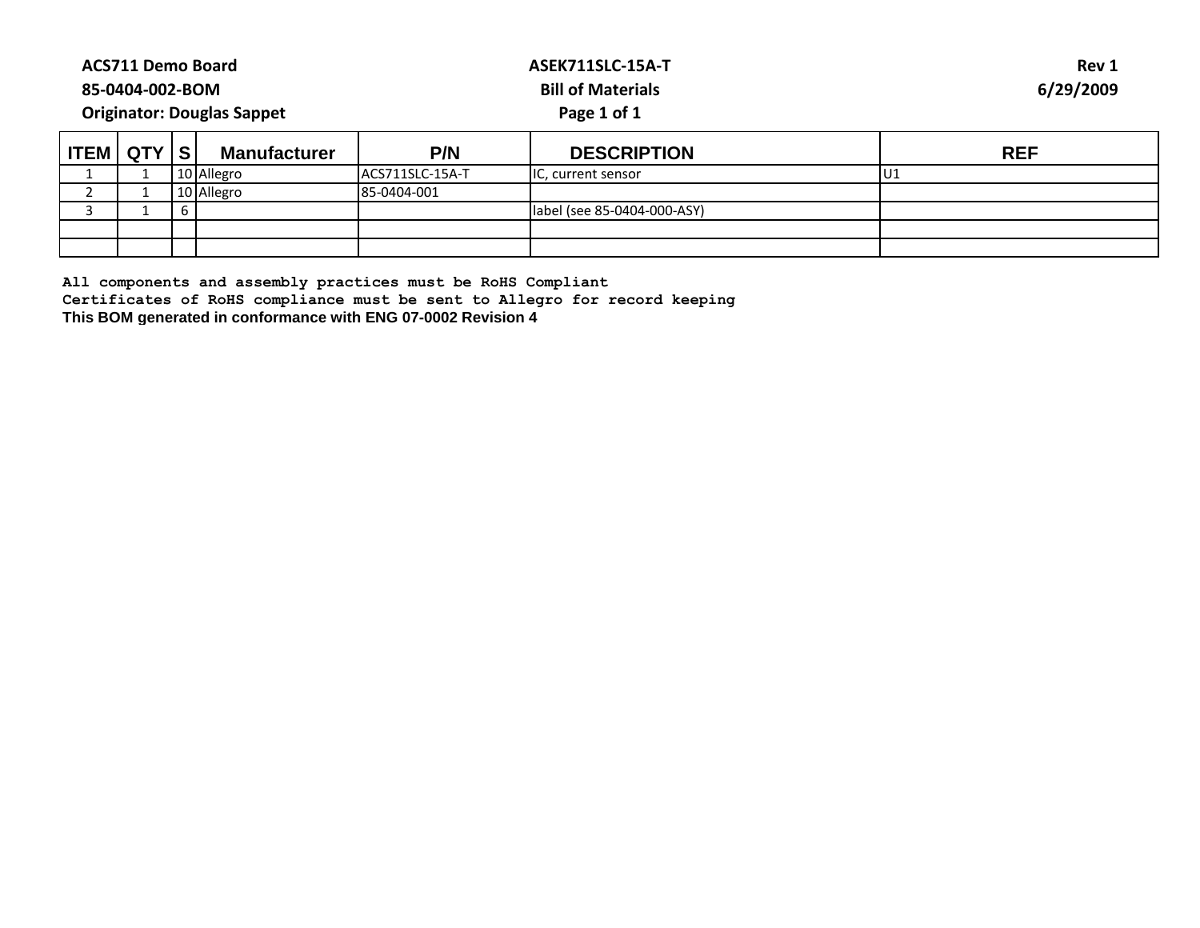**ACS711 Demo Board** | **ASEK711SLC-15A-T** | **Rev 1**

**85-0404-002-BOM** | **Bill of Materials** | **6/29/2009**

**Originator: Douglas Sappet** | **Page 1 of 1**

| ITEM | QTY | S | Manufacturer | P/N | DESCRIPTION | REF |
|---|---|---|---|---|---|---|
| 1 | 1 | 10 | Allegro | ACS711SLC-15A-T | IC, current sensor | U1 |
| 2 | 1 | 10 | Allegro | 85-0404-001 | | |
| 3 | 1 | 6 | | | label (see 85-0404-000-ASY) | |
| | | | | | | |
| | | | | | | |

**All components and assembly practices must be RoHS Compliant**
**Certificates of RoHS compliance must be sent to Allegro for record keeping**
**This BOM generated in conformance with ENG 07-0002 Revision 4**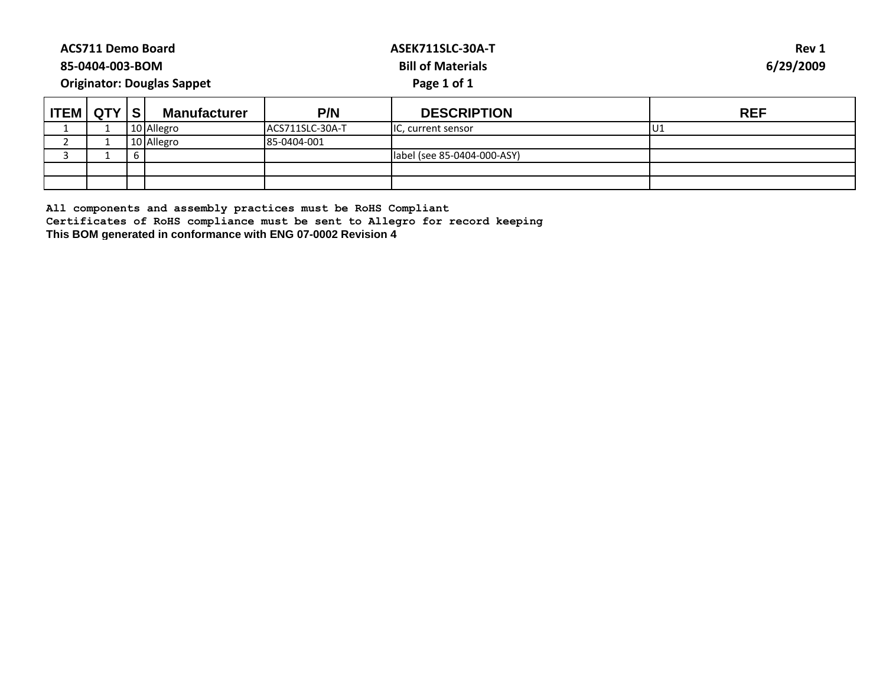**ACS711 Demo Board**
**85-0404-003-BOM**
**Originator: Douglas Sappet**

**ASEK711SLC-30A-T**
**Bill of Materials**
**Page 1 of 1**

**Rev 1**
**6/29/2009**

| ITEM | QTY | S | Manufacturer | P/N | DESCRIPTION | REF |
|---|---|---|---|---|---|---|
| 1 | 1 | 10 | Allegro | ACS711SLC-30A-T | IC, current sensor | U1 |
| 2 | 1 | 10 | Allegro | 85-0404-001 | | |
| 3 | 1 | 6 | | | label (see 85-0404-000-ASY) | |
| | | | | | | |
| | | | | | | |

**All components and assembly practices must be RoHS Compliant**
**Certificates of RoHS compliance must be sent to Allegro for record keeping**
**This BOM generated in conformance with ENG 07-0002 Revision 4**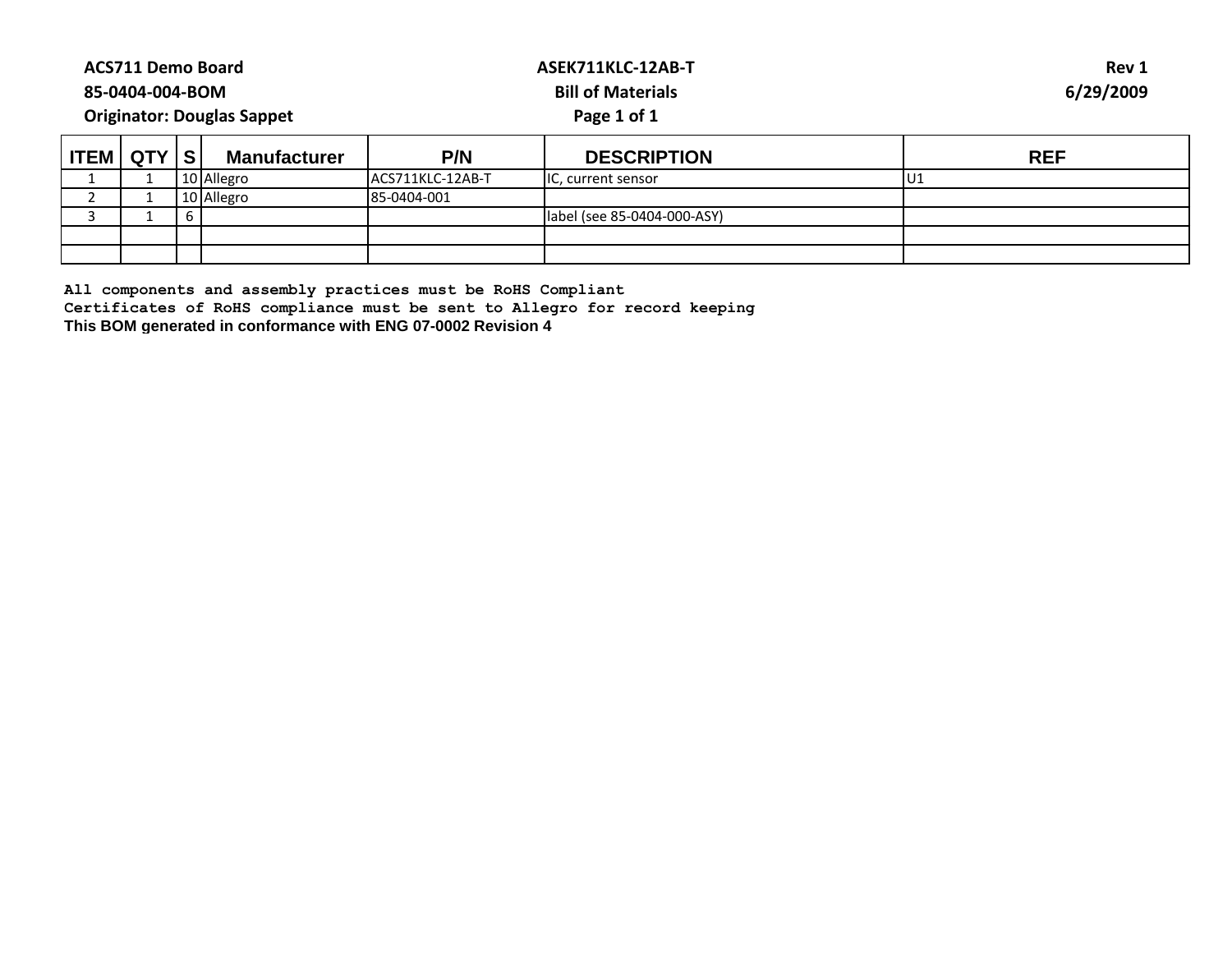**ACS711 Demo Board**
**85-0404-004-BOM**
**Originator: Douglas Sappet**

**ASEK711KLC-12AB-T**
**Bill of Materials**
**Page 1 of 1**

**Rev 1**
**6/29/2009**

| ITEM | QTY | S | Manufacturer | P/N | DESCRIPTION | REF |
|---|---|---|---|---|---|---|
| 1 | 1 | 10 | Allegro | ACS711KLC-12AB-T | IC, current sensor | U1 |
| 2 | 1 | 10 | Allegro | 85-0404-001 | | |
| 3 | 1 | 6 | | | label (see 85-0404-000-ASY) | |
| | | | | | | |
| | | | | | | |

**All components and assembly practices must be RoHS Compliant**
**Certificates of RoHS compliance must be sent to Allegro for record keeping**
**This BOM generated in conformance with ENG 07-0002 Revision 4**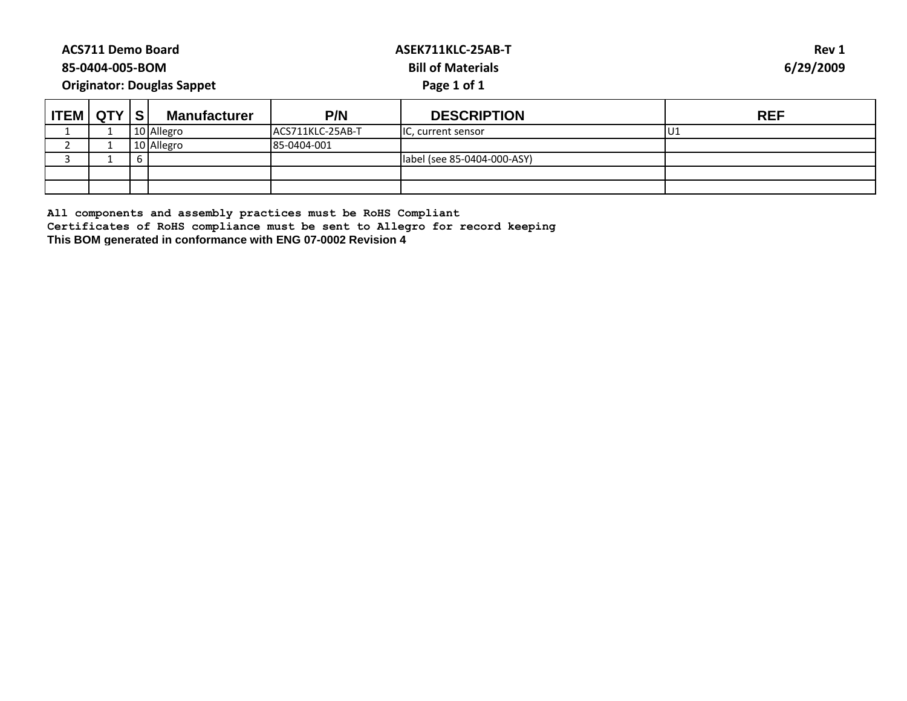**ACS711 Demo Board**
**85-0404-005-BOM**
**Originator: Douglas Sappet**

**ASEK711KLC-25AB-T**
**Bill of Materials**
**Page 1 of 1**

**Rev 1**
**6/29/2009**

| ITEM | QTY | S | Manufacturer | P/N | DESCRIPTION | REF |
|---|---|---|---|---|---|---|
| 1 | 1 | 10 | Allegro | ACS711KLC-25AB-T | IC, current sensor | U1 |
| 2 | 1 | 10 | Allegro | 85-0404-001 | | |
| 3 | 1 | 6 | | | label (see 85-0404-000-ASY) | |
| | | | | | | |
| | | | | | | |

**All components and assembly practices must be RoHS Compliant**
**Certificates of RoHS compliance must be sent to Allegro for record keeping**
**This BOM generated in conformance with ENG 07-0002 Revision 4**